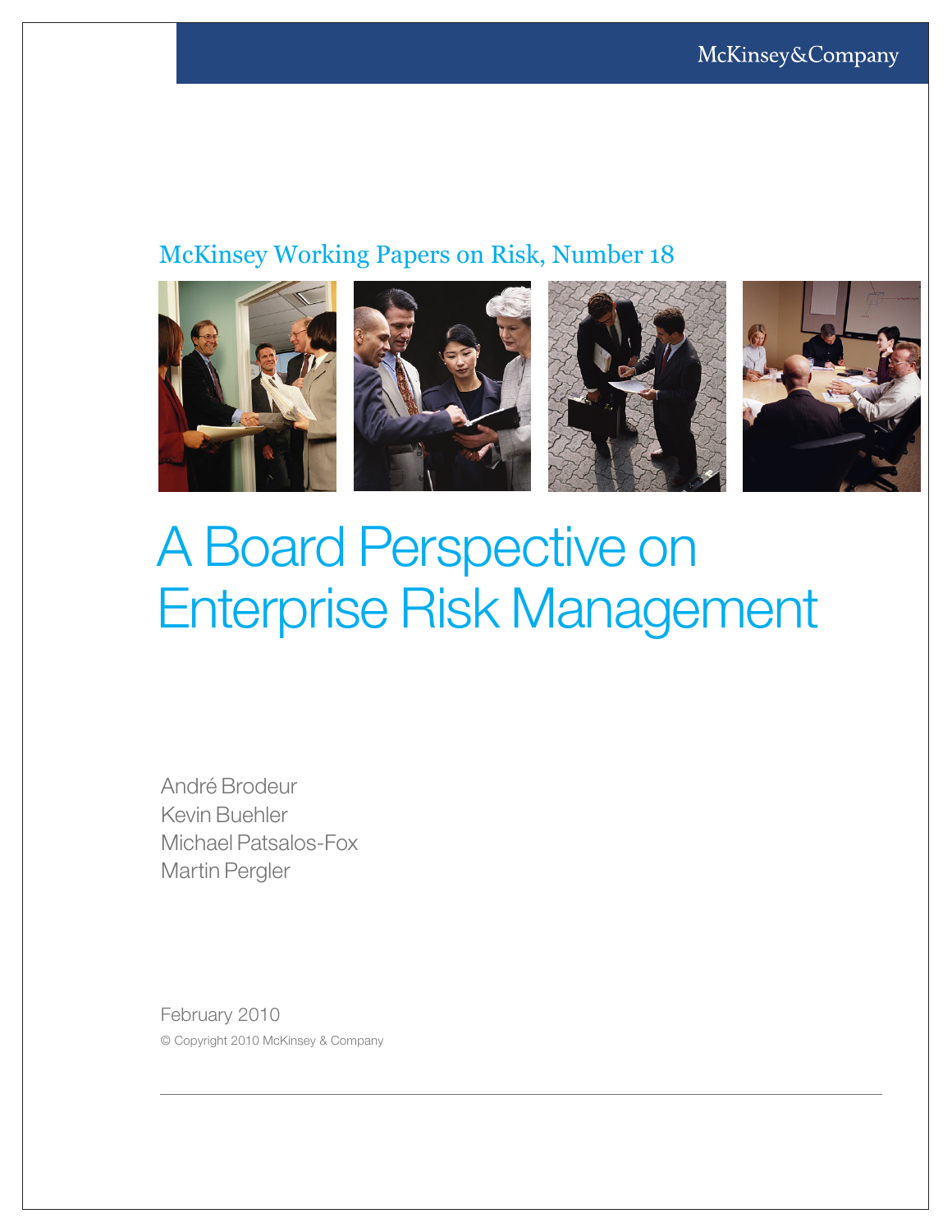McKinsey&Company

McKinsey Working Papers on Risk, Number 18

# A Board Perspective on Enterprise Risk Management

André Brodeur
Kevin Buehler
Michael Patsalos-Fox
Martin Pergler

February 2010

© Copyright 2010 McKinsey & Company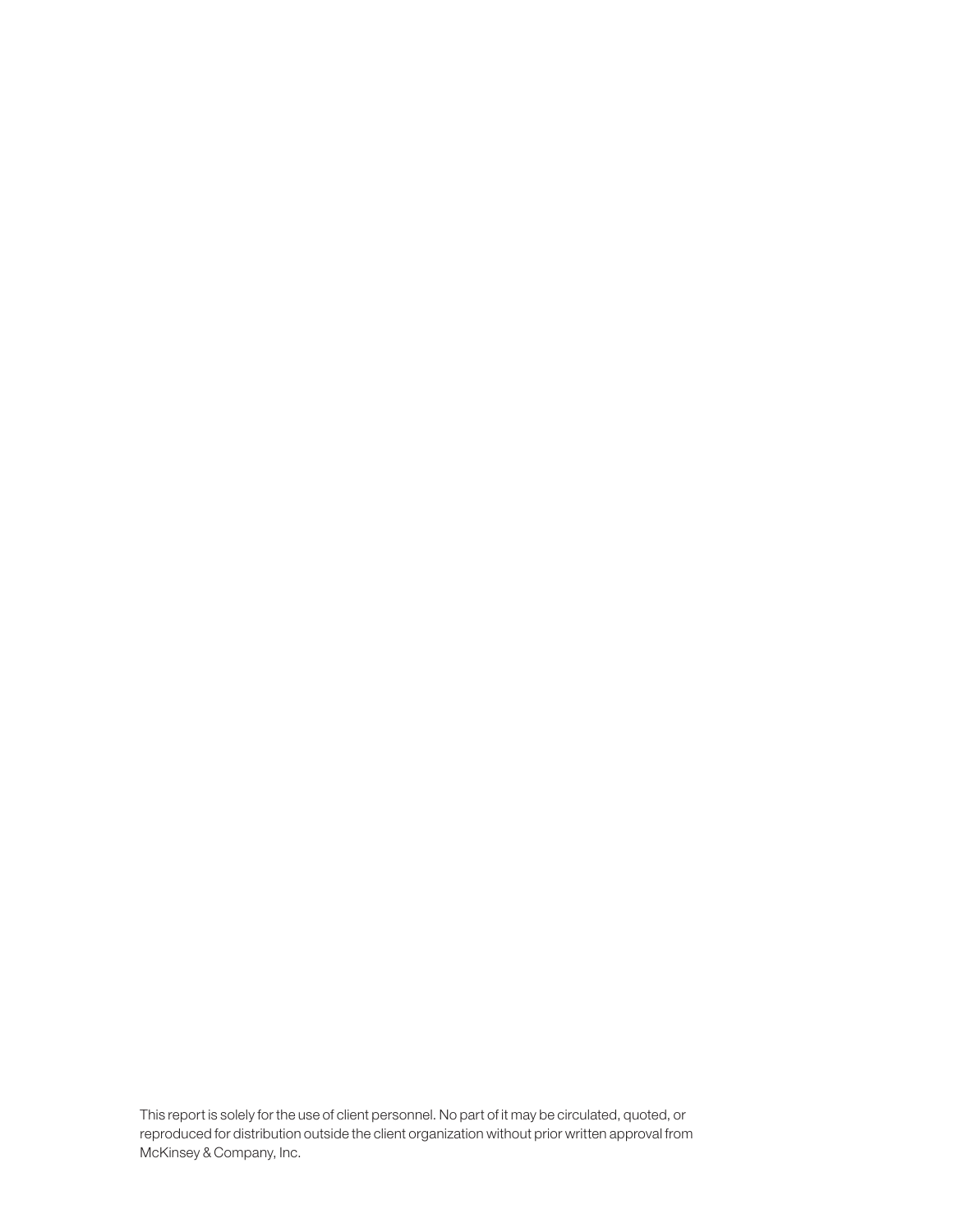This report is solely for the use of client personnel. No part of it may be circulated, quoted, or reproduced for distribution outside the client organization without prior written approval from McKinsey & Company, Inc.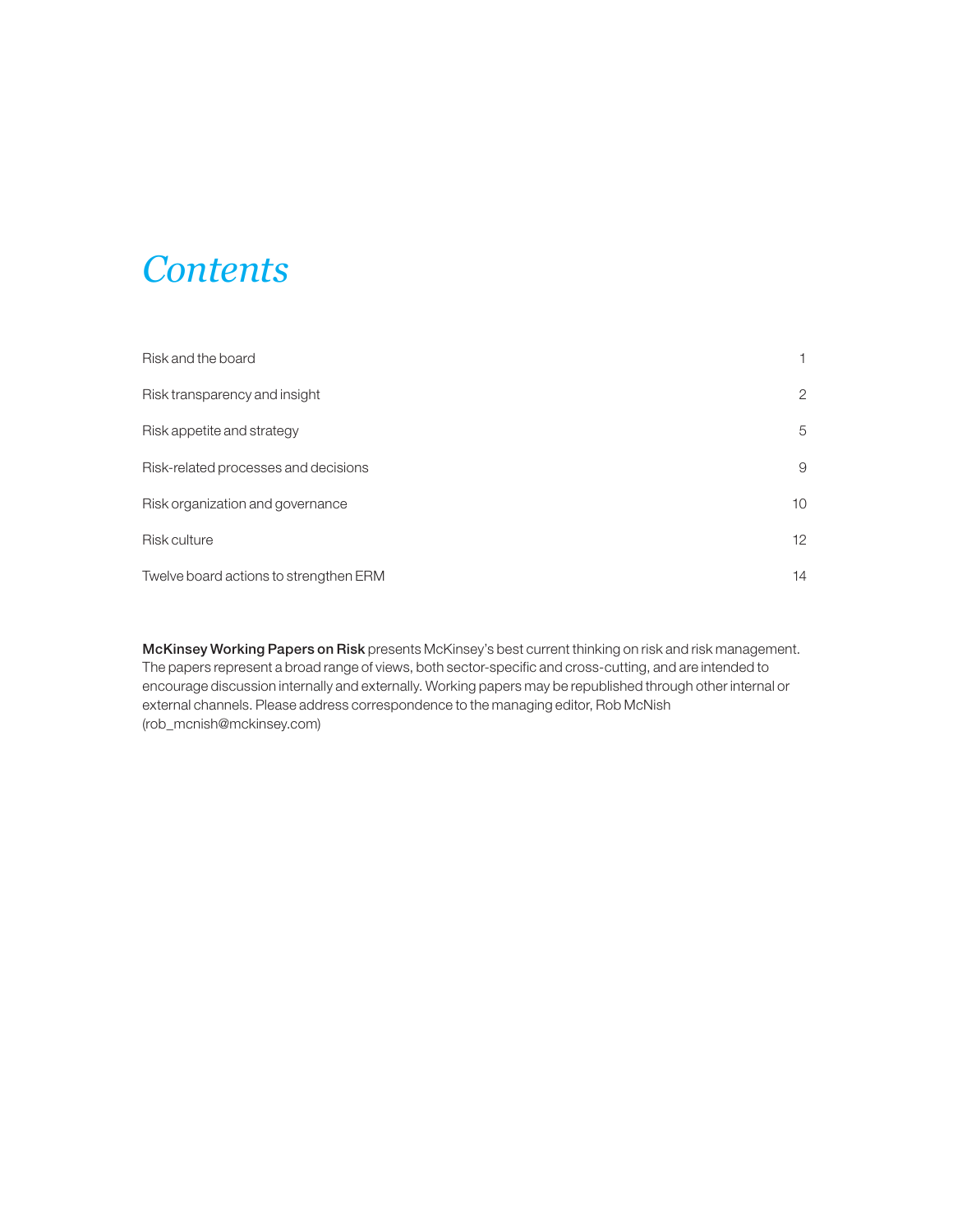# *Contents*

| | |
|---|---|
| Risk and the board | 1 |
| Risk transparency and insight | 2 |
| Risk appetite and strategy | 5 |
| Risk-related processes and decisions | 9 |
| Risk organization and governance | 10 |
| Risk culture | 12 |
| Twelve board actions to strengthen ERM | 14 |

**McKinsey Working Papers on Risk** presents McKinsey's best current thinking on risk and risk management. The papers represent a broad range of views, both sector-specific and cross-cutting, and are intended to encourage discussion internally and externally. Working papers may be republished through other internal or external channels. Please address correspondence to the managing editor, Rob McNish (rob_mcnish@mckinsey.com)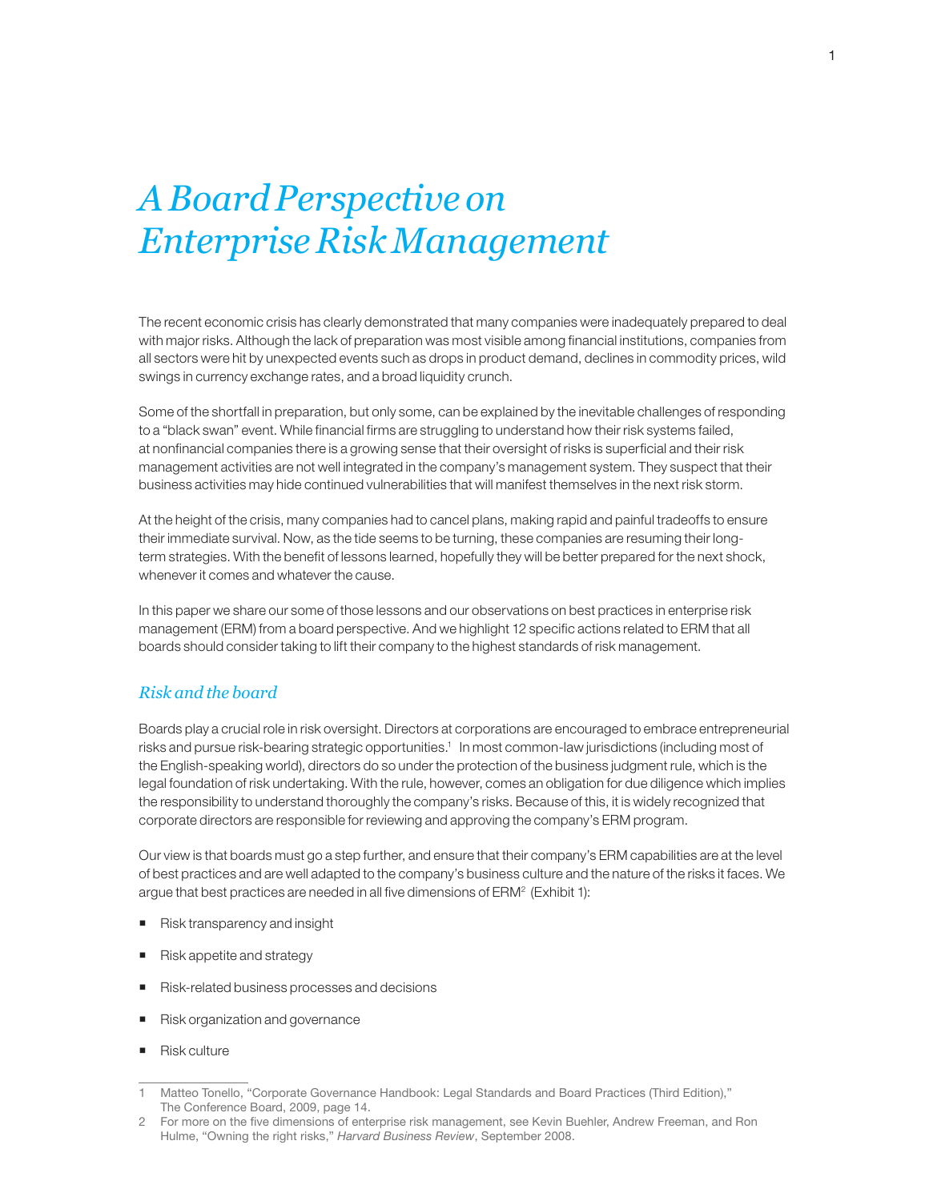# *A Board Perspective on Enterprise Risk Management*

The recent economic crisis has clearly demonstrated that many companies were inadequately prepared to deal with major risks. Although the lack of preparation was most visible among financial institutions, companies from all sectors were hit by unexpected events such as drops in product demand, declines in commodity prices, wild swings in currency exchange rates, and a broad liquidity crunch.

Some of the shortfall in preparation, but only some, can be explained by the inevitable challenges of responding to a "black swan" event. While financial firms are struggling to understand how their risk systems failed, at nonfinancial companies there is a growing sense that their oversight of risks is superficial and their risk management activities are not well integrated in the company's management system. They suspect that their business activities may hide continued vulnerabilities that will manifest themselves in the next risk storm.

At the height of the crisis, many companies had to cancel plans, making rapid and painful tradeoffs to ensure their immediate survival. Now, as the tide seems to be turning, these companies are resuming their long-term strategies. With the benefit of lessons learned, hopefully they will be better prepared for the next shock, whenever it comes and whatever the cause.

In this paper we share our some of those lessons and our observations on best practices in enterprise risk management (ERM) from a board perspective. And we highlight 12 specific actions related to ERM that all boards should consider taking to lift their company to the highest standards of risk management.

## *Risk and the board*

Boards play a crucial role in risk oversight. Directors at corporations are encouraged to embrace entrepreneurial risks and pursue risk-bearing strategic opportunities.[1] In most common-law jurisdictions (including most of the English-speaking world), directors do so under the protection of the business judgment rule, which is the legal foundation of risk undertaking. With the rule, however, comes an obligation for due diligence which implies the responsibility to understand thoroughly the company's risks. Because of this, it is widely recognized that corporate directors are responsible for reviewing and approving the company's ERM program.

Our view is that boards must go a step further, and ensure that their company's ERM capabilities are at the level of best practices and are well adapted to the company's business culture and the nature of the risks it faces. We argue that best practices are needed in all five dimensions of ERM[2] (Exhibit 1):

- Risk transparency and insight
- Risk appetite and strategy
- Risk-related business processes and decisions
- Risk organization and governance
- Risk culture

---

1 Matteo Tonello, "Corporate Governance Handbook: Legal Standards and Board Practices (Third Edition)," The Conference Board, 2009, page 14.

2 For more on the five dimensions of enterprise risk management, see Kevin Buehler, Andrew Freeman, and Ron Hulme, "Owning the right risks," *Harvard Business Review*, September 2008.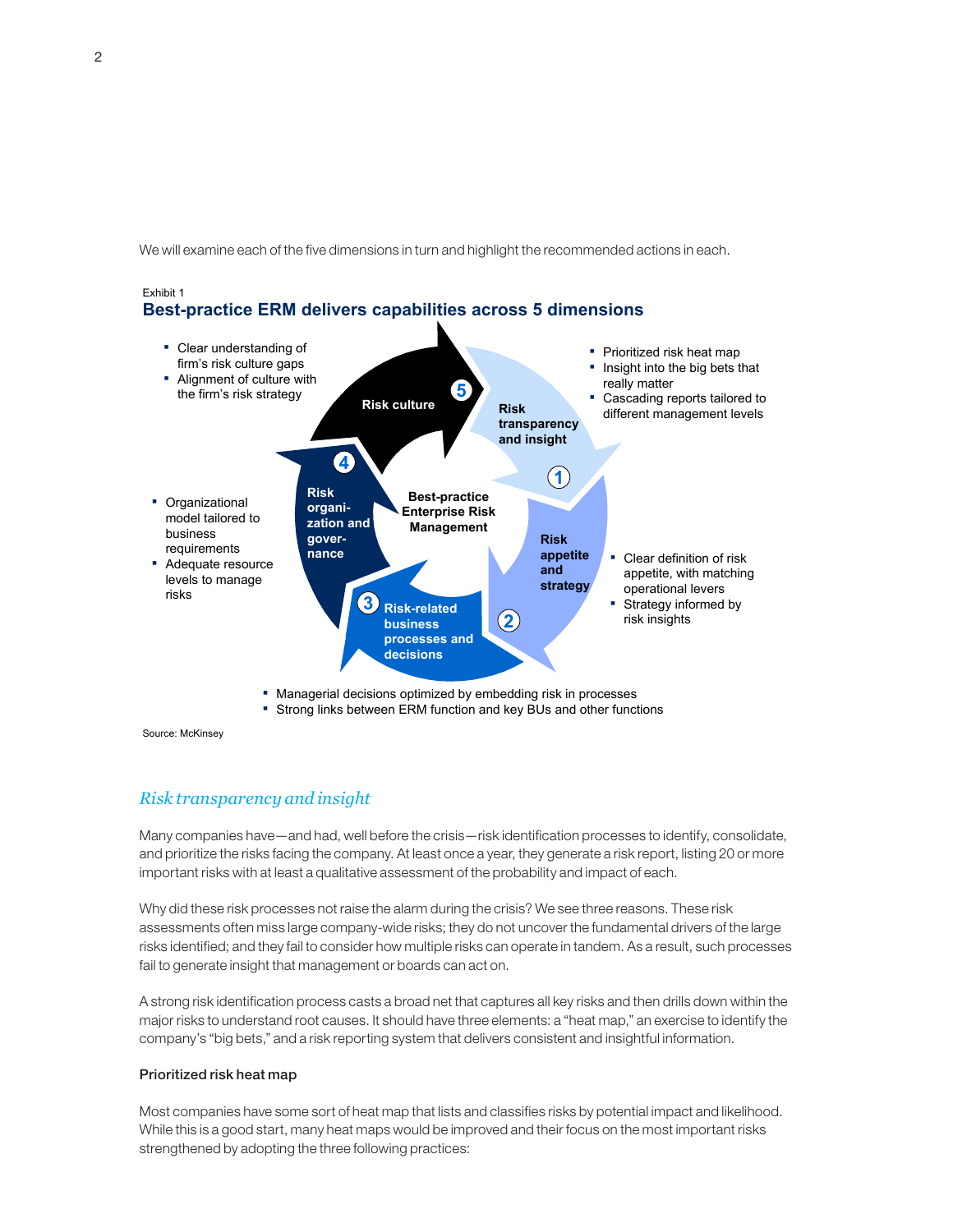We will examine each of the five dimensions in turn and highlight the recommended actions in each.

Exhibit 1

**Best-practice ERM delivers capabilities across 5 dimensions**

**Best-practice Enterprise Risk Management**

**1 Risk transparency and insight**
- Prioritized risk heat map
- Insight into the big bets that really matter
- Cascading reports tailored to different management levels

**2 Risk appetite and strategy**
- Clear definition of risk appetite, with matching operational levers
- Strategy informed by risk insights

**3 Risk-related business processes and decisions**
- Managerial decisions optimized by embedding risk in processes
- Strong links between ERM function and key BUs and other functions

**4 Risk organization and governance**
- Organizational model tailored to business requirements
- Adequate resource levels to manage risks

**5 Risk culture**
- Clear understanding of firm's risk culture gaps
- Alignment of culture with the firm's risk strategy

Source: McKinsey

## *Risk transparency and insight*

Many companies have—and had, well before the crisis—risk identification processes to identify, consolidate, and prioritize the risks facing the company. At least once a year, they generate a risk report, listing 20 or more important risks with at least a qualitative assessment of the probability and impact of each.

Why did these risk processes not raise the alarm during the crisis? We see three reasons. These risk assessments often miss large company-wide risks; they do not uncover the fundamental drivers of the large risks identified; and they fail to consider how multiple risks can operate in tandem. As a result, such processes fail to generate insight that management or boards can act on.

A strong risk identification process casts a broad net that captures all key risks and then drills down within the major risks to understand root causes. It should have three elements: a "heat map," an exercise to identify the company's "big bets," and a risk reporting system that delivers consistent and insightful information.

### Prioritized risk heat map

Most companies have some sort of heat map that lists and classifies risks by potential impact and likelihood. While this is a good start, many heat maps would be improved and their focus on the most important risks strengthened by adopting the three following practices: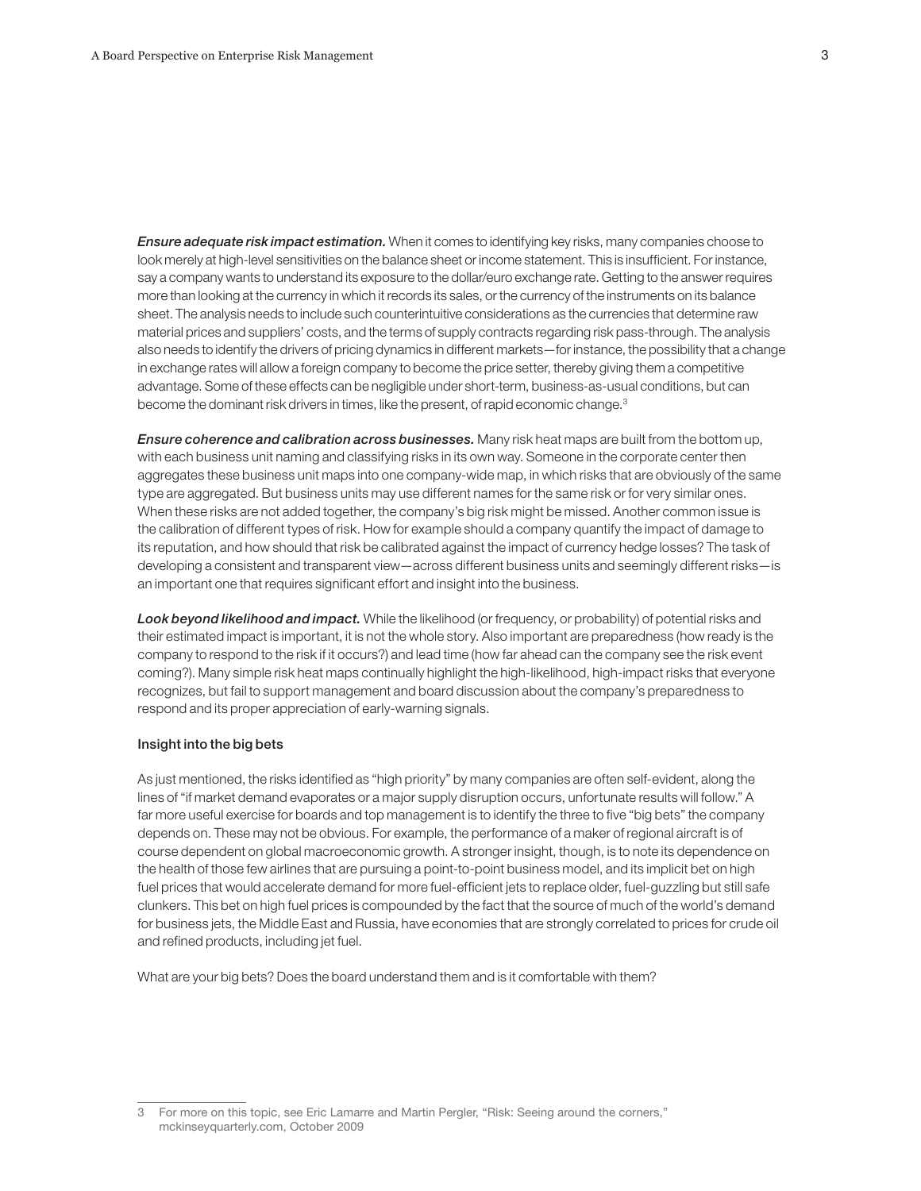***Ensure adequate risk impact estimation.*** When it comes to identifying key risks, many companies choose to look merely at high-level sensitivities on the balance sheet or income statement. This is insufficient. For instance, say a company wants to understand its exposure to the dollar/euro exchange rate. Getting to the answer requires more than looking at the currency in which it records its sales, or the currency of the instruments on its balance sheet. The analysis needs to include such counterintuitive considerations as the currencies that determine raw material prices and suppliers' costs, and the terms of supply contracts regarding risk pass-through. The analysis also needs to identify the drivers of pricing dynamics in different markets—for instance, the possibility that a change in exchange rates will allow a foreign company to become the price setter, thereby giving them a competitive advantage. Some of these effects can be negligible under short-term, business-as-usual conditions, but can become the dominant risk drivers in times, like the present, of rapid economic change.[3]

***Ensure coherence and calibration across businesses.*** Many risk heat maps are built from the bottom up, with each business unit naming and classifying risks in its own way. Someone in the corporate center then aggregates these business unit maps into one company-wide map, in which risks that are obviously of the same type are aggregated. But business units may use different names for the same risk or for very similar ones. When these risks are not added together, the company's big risk might be missed. Another common issue is the calibration of different types of risk. How for example should a company quantify the impact of damage to its reputation, and how should that risk be calibrated against the impact of currency hedge losses? The task of developing a consistent and transparent view—across different business units and seemingly different risks—is an important one that requires significant effort and insight into the business.

***Look beyond likelihood and impact.*** While the likelihood (or frequency, or probability) of potential risks and their estimated impact is important, it is not the whole story. Also important are preparedness (how ready is the company to respond to the risk if it occurs?) and lead time (how far ahead can the company see the risk event coming?). Many simple risk heat maps continually highlight the high-likelihood, high-impact risks that everyone recognizes, but fail to support management and board discussion about the company's preparedness to respond and its proper appreciation of early-warning signals.

### Insight into the big bets

As just mentioned, the risks identified as "high priority" by many companies are often self-evident, along the lines of "if market demand evaporates or a major supply disruption occurs, unfortunate results will follow." A far more useful exercise for boards and top management is to identify the three to five "big bets" the company depends on. These may not be obvious. For example, the performance of a maker of regional aircraft is of course dependent on global macroeconomic growth. A stronger insight, though, is to note its dependence on the health of those few airlines that are pursuing a point-to-point business model, and its implicit bet on high fuel prices that would accelerate demand for more fuel-efficient jets to replace older, fuel-guzzling but still safe clunkers. This bet on high fuel prices is compounded by the fact that the source of much of the world's demand for business jets, the Middle East and Russia, have economies that are strongly correlated to prices for crude oil and refined products, including jet fuel.

What are your big bets? Does the board understand them and is it comfortable with them?

---

3 For more on this topic, see Eric Lamarre and Martin Pergler, "Risk: Seeing around the corners," mckinseyquarterly.com, October 2009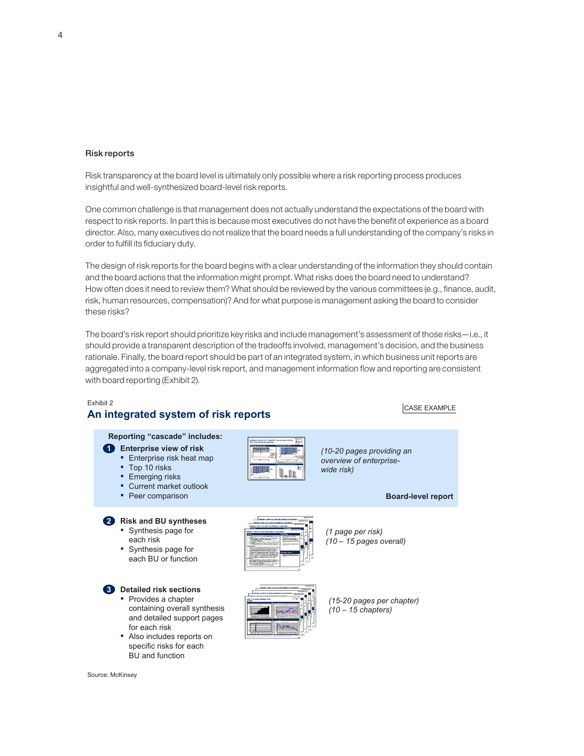## Risk reports

Risk transparency at the board level is ultimately only possible where a risk reporting process produces insightful and well-synthesized board-level risk reports.

One common challenge is that management does not actually understand the expectations of the board with respect to risk reports. In part this is because most executives do not have the benefit of experience as a board director. Also, many executives do not realize that the board needs a full understanding of the company's risks in order to fulfill its fiduciary duty.

The design of risk reports for the board begins with a clear understanding of the information they should contain and the board actions that the information might prompt. What risks does the board need to understand? How often does it need to review them? What should be reviewed by the various committees (e.g., finance, audit, risk, human resources, compensation)? And for what purpose is management asking the board to consider these risks?

The board's risk report should prioritize key risks and include management's assessment of those risks—i.e., it should provide a transparent description of the tradeoffs involved, management's decision, and the business rationale. Finally, the board report should be part of an integrated system, in which business unit reports are aggregated into a company-level risk report, and management information flow and reporting are consistent with board reporting (Exhibit 2).

Exhibit 2

### An integrated system of risk reports

CASE EXAMPLE

**Reporting "cascade" includes:**

**1 Enterprise view of risk**
- Enterprise risk heat map
- Top 10 risks
- Emerging risks
- Current market outlook
- Peer comparison

*(10-20 pages providing an overview of enterprise-wide risk)*

**Board-level report**

**2 Risk and BU syntheses**
- Synthesis page for each risk
- Synthesis page for each BU or function

*(1 page per risk)*
*(10 – 15 pages overall)*

**3 Detailed risk sections**
- Provides a chapter containing overall synthesis and detailed support pages for each risk
- Also includes reports on specific risks for each BU and function

*(15-20 pages per chapter)*
*(10 – 15 chapters)*

Source: McKinsey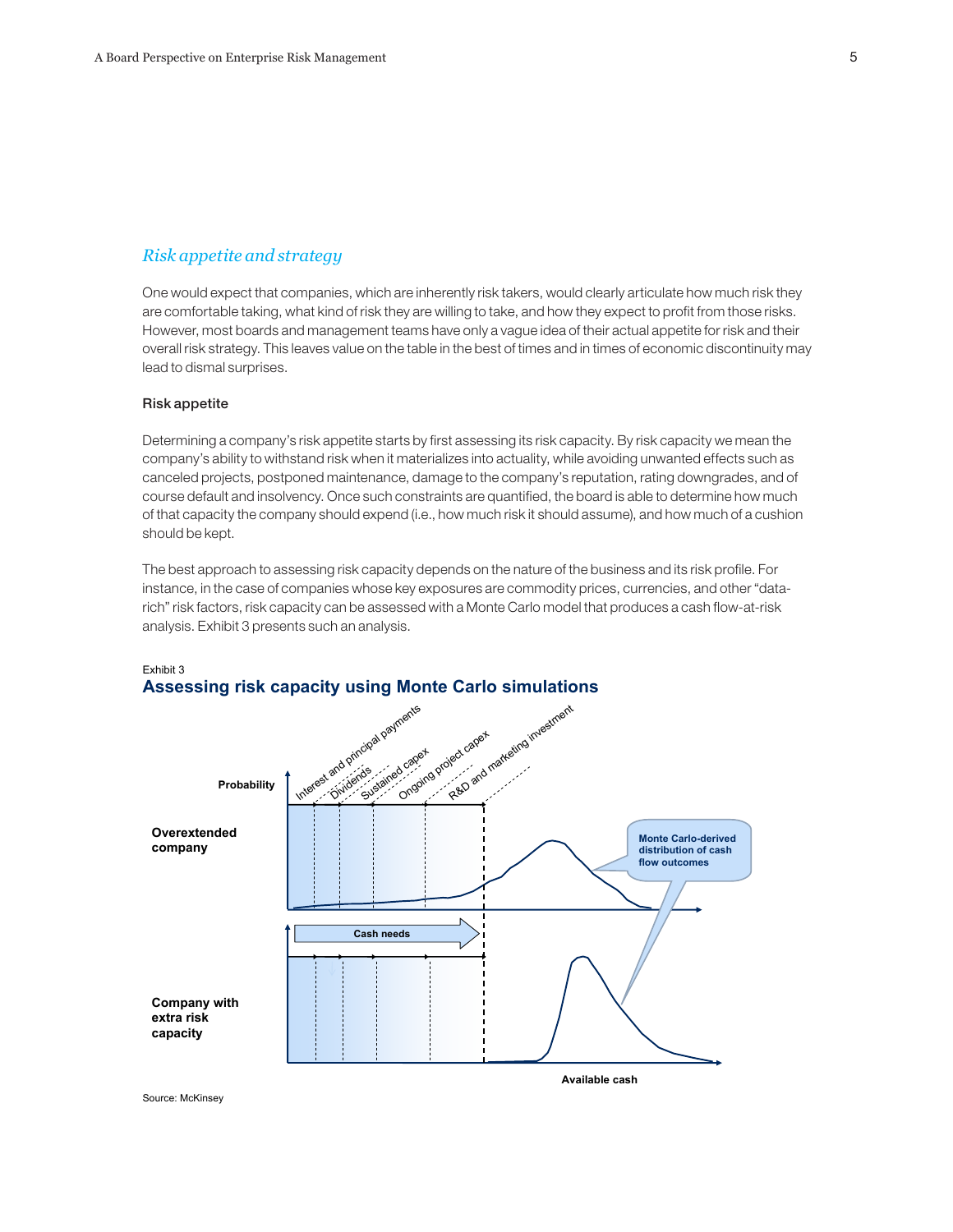## *Risk appetite and strategy*

One would expect that companies, which are inherently risk takers, would clearly articulate how much risk they are comfortable taking, what kind of risk they are willing to take, and how they expect to profit from those risks. However, most boards and management teams have only a vague idea of their actual appetite for risk and their overall risk strategy. This leaves value on the table in the best of times and in times of economic discontinuity may lead to dismal surprises.

### Risk appetite

Determining a company's risk appetite starts by first assessing its risk capacity. By risk capacity we mean the company's ability to withstand risk when it materializes into actuality, while avoiding unwanted effects such as canceled projects, postponed maintenance, damage to the company's reputation, rating downgrades, and of course default and insolvency. Once such constraints are quantified, the board is able to determine how much of that capacity the company should expend (i.e., how much risk it should assume), and how much of a cushion should be kept.

The best approach to assessing risk capacity depends on the nature of the business and its risk profile. For instance, in the case of companies whose key exposures are commodity prices, currencies, and other "data-rich" risk factors, risk capacity can be assessed with a Monte Carlo model that produces a cash flow-at-risk analysis. Exhibit 3 presents such an analysis.

Exhibit 3

**Assessing risk capacity using Monte Carlo simulations**

Probability

Interest and principal payments | Dividends | Sustained capex | Ongoing project capex | R&D and marketing investment

**Overextended company**

**Monte Carlo-derived distribution of cash flow outcomes**

**Cash needs**

**Company with extra risk capacity**

**Available cash**

Source: McKinsey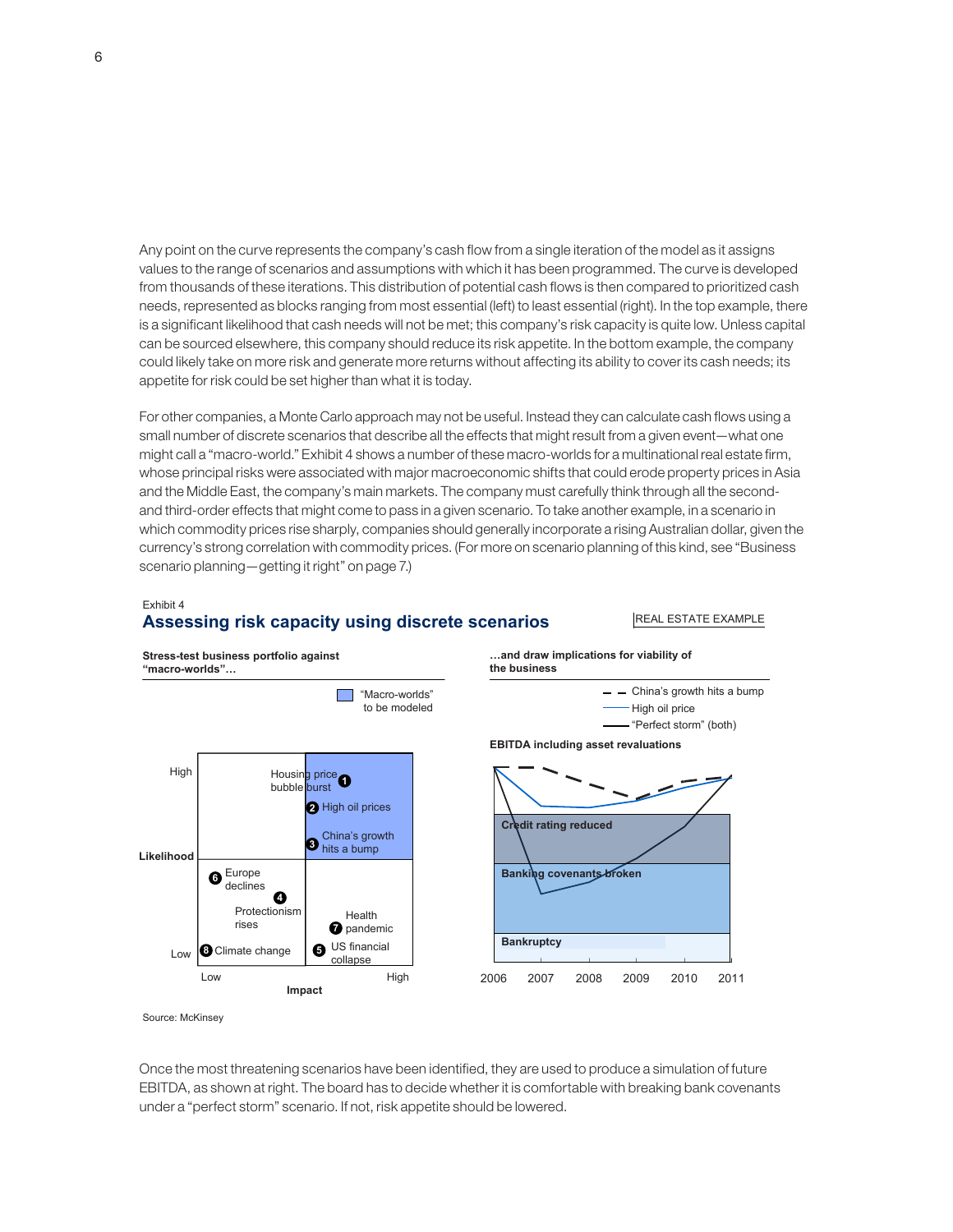Any point on the curve represents the company's cash flow from a single iteration of the model as it assigns values to the range of scenarios and assumptions with which it has been programmed. The curve is developed from thousands of these iterations. This distribution of potential cash flows is then compared to prioritized cash needs, represented as blocks ranging from most essential (left) to least essential (right). In the top example, there is a significant likelihood that cash needs will not be met; this company's risk capacity is quite low. Unless capital can be sourced elsewhere, this company should reduce its risk appetite. In the bottom example, the company could likely take on more risk and generate more returns without affecting its ability to cover its cash needs; its appetite for risk could be set higher than what it is today.

For other companies, a Monte Carlo approach may not be useful. Instead they can calculate cash flows using a small number of discrete scenarios that describe all the effects that might result from a given event—what one might call a "macro-world." Exhibit 4 shows a number of these macro-worlds for a multinational real estate firm, whose principal risks were associated with major macroeconomic shifts that could erode property prices in Asia and the Middle East, the company's main markets. The company must carefully think through all the second- and third-order effects that might come to pass in a given scenario. To take another example, in a scenario in which commodity prices rise sharply, companies should generally incorporate a rising Australian dollar, given the currency's strong correlation with commodity prices. (For more on scenario planning of this kind, see "Business scenario planning—getting it right" on page 7.)

Exhibit 4

## Assessing risk capacity using discrete scenarios

REAL ESTATE EXAMPLE

**Stress-test business portfolio against "macro-worlds"…**

"Macro-worlds" to be modeled

Likelihood (Low–High) vs. Impact (Low–High):

1. Housing price bubble burst
2. High oil prices
3. China's growth hits a bump
4. Protectionism rises
5. US financial collapse
6. Europe declines
7. Health pandemic
8. Climate change

**…and draw implications for viability of the business**

- China's growth hits a bump
- High oil price
- "Perfect storm" (both)

**EBITDA including asset revaluations**

Credit rating reduced

Banking covenants broken

Bankruptcy

2006 2007 2008 2009 2010 2011

Source: McKinsey

Once the most threatening scenarios have been identified, they are used to produce a simulation of future EBITDA, as shown at right. The board has to decide whether it is comfortable with breaking bank covenants under a "perfect storm" scenario. If not, risk appetite should be lowered.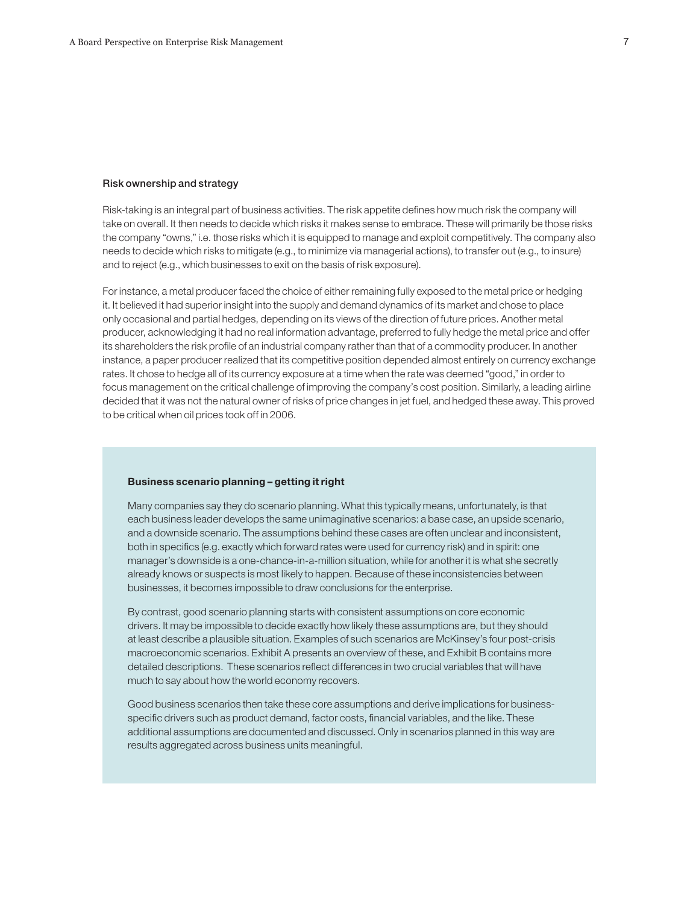### Risk ownership and strategy

Risk-taking is an integral part of business activities. The risk appetite defines how much risk the company will take on overall. It then needs to decide which risks it makes sense to embrace. These will primarily be those risks the company "owns," i.e. those risks which it is equipped to manage and exploit competitively. The company also needs to decide which risks to mitigate (e.g., to minimize via managerial actions), to transfer out (e.g., to insure) and to reject (e.g., which businesses to exit on the basis of risk exposure).

For instance, a metal producer faced the choice of either remaining fully exposed to the metal price or hedging it. It believed it had superior insight into the supply and demand dynamics of its market and chose to place only occasional and partial hedges, depending on its views of the direction of future prices. Another metal producer, acknowledging it had no real information advantage, preferred to fully hedge the metal price and offer its shareholders the risk profile of an industrial company rather than that of a commodity producer. In another instance, a paper producer realized that its competitive position depended almost entirely on currency exchange rates. It chose to hedge all of its currency exposure at a time when the rate was deemed "good," in order to focus management on the critical challenge of improving the company's cost position. Similarly, a leading airline decided that it was not the natural owner of risks of price changes in jet fuel, and hedged these away. This proved to be critical when oil prices took off in 2006.

**Business scenario planning – getting it right**

Many companies say they do scenario planning. What this typically means, unfortunately, is that each business leader develops the same unimaginative scenarios: a base case, an upside scenario, and a downside scenario. The assumptions behind these cases are often unclear and inconsistent, both in specifics (e.g. exactly which forward rates were used for currency risk) and in spirit: one manager's downside is a one-chance-in-a-million situation, while for another it is what she secretly already knows or suspects is most likely to happen. Because of these inconsistencies between businesses, it becomes impossible to draw conclusions for the enterprise.

By contrast, good scenario planning starts with consistent assumptions on core economic drivers. It may be impossible to decide exactly how likely these assumptions are, but they should at least describe a plausible situation. Examples of such scenarios are McKinsey's four post-crisis macroeconomic scenarios. Exhibit A presents an overview of these, and Exhibit B contains more detailed descriptions. These scenarios reflect differences in two crucial variables that will have much to say about how the world economy recovers.

Good business scenarios then take these core assumptions and derive implications for business-specific drivers such as product demand, factor costs, financial variables, and the like. These additional assumptions are documented and discussed. Only in scenarios planned in this way are results aggregated across business units meaningful.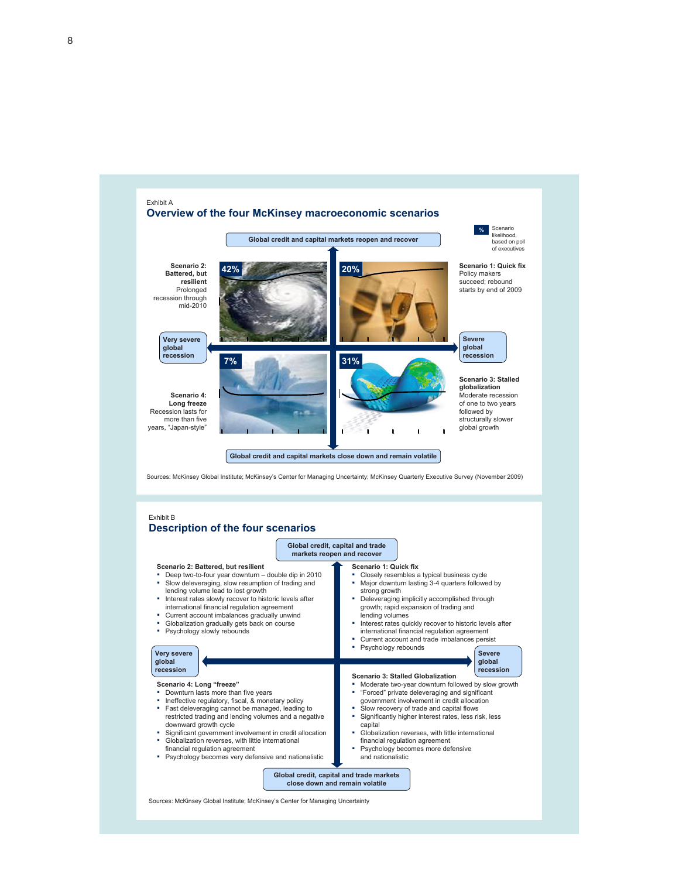Exhibit A

## Overview of the four McKinsey macroeconomic scenarios

% Scenario likelihood, based on poll of executives

**Global credit and capital markets reopen and recover**

**Scenario 2: Battered, but resilient**
Prolonged recession through mid-2010

42%

20%

**Scenario 1: Quick fix**
Policy makers succeed; rebound starts by end of 2009

**Very severe global recession**

**Severe global recession**

7%

31%

**Scenario 4: Long freeze**
Recession lasts for more than five years, "Japan-style"

**Scenario 3: Stalled globalization**
Moderate recession of one to two years followed by structurally slower global growth

**Global credit and capital markets close down and remain volatile**

Sources: McKinsey Global Institute; McKinsey's Center for Managing Uncertainty; McKinsey Quarterly Executive Survey (November 2009)

Exhibit B

## Description of the four scenarios

**Global credit, capital and trade markets reopen and recover**

**Scenario 2: Battered, but resilient**

- Deep two-to-four year downturn – double dip in 2010
- Slow deleveraging, slow resumption of trading and lending volume lead to lost growth
- Interest rates slowly recover to historic levels after international financial regulation agreement
- Current account imbalances gradually unwind
- Globalization gradually gets back on course
- Psychology slowly rebounds

**Scenario 1: Quick fix**

- Closely resembles a typical business cycle
- Major downturn lasting 3-4 quarters followed by strong growth
- Deleveraging implicitly accomplished through growth; rapid expansion of trading and lending volumes
- Interest rates quickly recover to historic levels after international financial regulation agreement
- Current account and trade imbalances persist
- Psychology rebounds

**Very severe global recession**

**Severe global recession**

**Scenario 4: Long "freeze"**

- Downturn lasts more than five years
- Ineffective regulatory, fiscal, & monetary policy
- Fast deleveraging cannot be managed, leading to restricted trading and lending volumes and a negative downward growth cycle
- Significant government involvement in credit allocation
- Globalization reverses, with little international financial regulation agreement
- Psychology becomes very defensive and nationalistic

**Scenario 3: Stalled Globalization**

- Moderate two-year downturn followed by slow growth
- "Forced" private deleveraging and significant government involvement in credit allocation
- Slow recovery of trade and capital flows
- Significantly higher interest rates, less risk, less capital
- Globalization reverses, with little international financial regulation agreement
- Psychology becomes more defensive and nationalistic

**Global credit, capital and trade markets close down and remain volatile**

Sources: McKinsey Global Institute; McKinsey's Center for Managing Uncertainty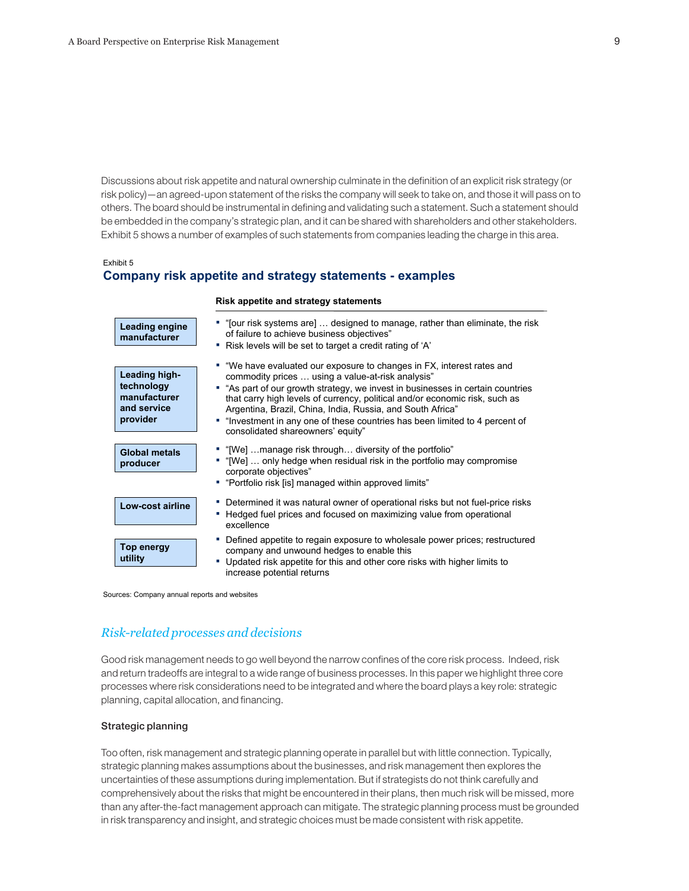Discussions about risk appetite and natural ownership culminate in the definition of an explicit risk strategy (or risk policy)—an agreed-upon statement of the risks the company will seek to take on, and those it will pass on to others. The board should be instrumental in defining and validating such a statement. Such a statement should be embedded in the company's strategic plan, and it can be shared with shareholders and other stakeholders. Exhibit 5 shows a number of examples of such statements from companies leading the charge in this area.

Exhibit 5

**Company risk appetite and strategy statements - examples**

| | Risk appetite and strategy statements |
|---|---|
| **Leading engine manufacturer** | ▪ "[our risk systems are] … designed to manage, rather than eliminate, the risk of failure to achieve business objectives"<br>▪ Risk levels will be set to target a credit rating of 'A' |
| **Leading high-technology manufacturer and service provider** | ▪ "We have evaluated our exposure to changes in FX, interest rates and commodity prices … using a value-at-risk analysis"<br>▪ "As part of our growth strategy, we invest in businesses in certain countries that carry high levels of currency, political and/or economic risk, such as Argentina, Brazil, China, India, Russia, and South Africa"<br>▪ "Investment in any one of these countries has been limited to 4 percent of consolidated shareowners' equity" |
| **Global metals producer** | ▪ "[We] …manage risk through… diversity of the portfolio"<br>▪ "[We] … only hedge when residual risk in the portfolio may compromise corporate objectives"<br>▪ "Portfolio risk [is] managed within approved limits" |
| **Low-cost airline** | ▪ Determined it was natural owner of operational risks but not fuel-price risks<br>▪ Hedged fuel prices and focused on maximizing value from operational excellence |
| **Top energy utility** | ▪ Defined appetite to regain exposure to wholesale power prices; restructured company and unwound hedges to enable this<br>▪ Updated risk appetite for this and other core risks with higher limits to increase potential returns |

Sources: Company annual reports and websites

## *Risk-related processes and decisions*

Good risk management needs to go well beyond the narrow confines of the core risk process. Indeed, risk and return tradeoffs are integral to a wide range of business processes. In this paper we highlight three core processes where risk considerations need to be integrated and where the board plays a key role: strategic planning, capital allocation, and financing.

### Strategic planning

Too often, risk management and strategic planning operate in parallel but with little connection. Typically, strategic planning makes assumptions about the businesses, and risk management then explores the uncertainties of these assumptions during implementation. But if strategists do not think carefully and comprehensively about the risks that might be encountered in their plans, then much risk will be missed, more than any after-the-fact management approach can mitigate. The strategic planning process must be grounded in risk transparency and insight, and strategic choices must be made consistent with risk appetite.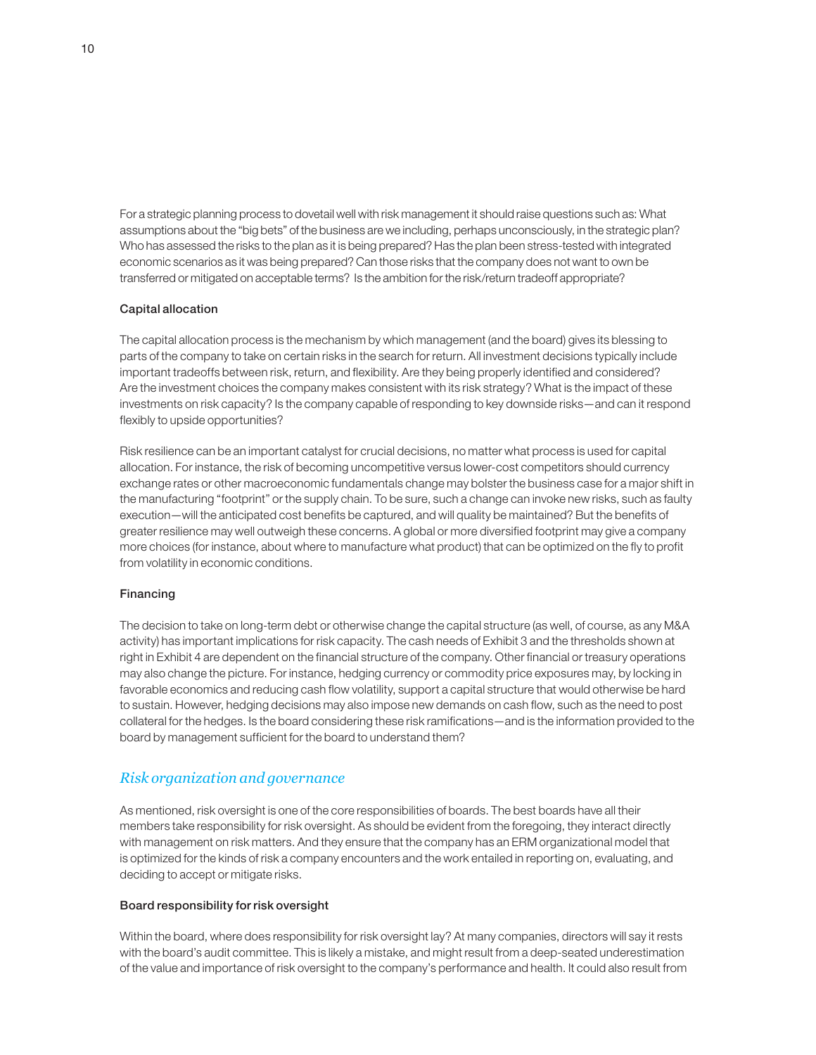For a strategic planning process to dovetail well with risk management it should raise questions such as: What assumptions about the "big bets" of the business are we including, perhaps unconsciously, in the strategic plan? Who has assessed the risks to the plan as it is being prepared? Has the plan been stress-tested with integrated economic scenarios as it was being prepared? Can those risks that the company does not want to own be transferred or mitigated on acceptable terms? Is the ambition for the risk/return tradeoff appropriate?

### Capital allocation

The capital allocation process is the mechanism by which management (and the board) gives its blessing to parts of the company to take on certain risks in the search for return. All investment decisions typically include important tradeoffs between risk, return, and flexibility. Are they being properly identified and considered? Are the investment choices the company makes consistent with its risk strategy? What is the impact of these investments on risk capacity? Is the company capable of responding to key downside risks—and can it respond flexibly to upside opportunities?

Risk resilience can be an important catalyst for crucial decisions, no matter what process is used for capital allocation. For instance, the risk of becoming uncompetitive versus lower-cost competitors should currency exchange rates or other macroeconomic fundamentals change may bolster the business case for a major shift in the manufacturing "footprint" or the supply chain. To be sure, such a change can invoke new risks, such as faulty execution—will the anticipated cost benefits be captured, and will quality be maintained? But the benefits of greater resilience may well outweigh these concerns. A global or more diversified footprint may give a company more choices (for instance, about where to manufacture what product) that can be optimized on the fly to profit from volatility in economic conditions.

### Financing

The decision to take on long-term debt or otherwise change the capital structure (as well, of course, as any M&A activity) has important implications for risk capacity. The cash needs of Exhibit 3 and the thresholds shown at right in Exhibit 4 are dependent on the financial structure of the company. Other financial or treasury operations may also change the picture. For instance, hedging currency or commodity price exposures may, by locking in favorable economics and reducing cash flow volatility, support a capital structure that would otherwise be hard to sustain. However, hedging decisions may also impose new demands on cash flow, such as the need to post collateral for the hedges. Is the board considering these risk ramifications—and is the information provided to the board by management sufficient for the board to understand them?

## *Risk organization and governance*

As mentioned, risk oversight is one of the core responsibilities of boards. The best boards have all their members take responsibility for risk oversight. As should be evident from the foregoing, they interact directly with management on risk matters. And they ensure that the company has an ERM organizational model that is optimized for the kinds of risk a company encounters and the work entailed in reporting on, evaluating, and deciding to accept or mitigate risks.

### Board responsibility for risk oversight

Within the board, where does responsibility for risk oversight lay? At many companies, directors will say it rests with the board's audit committee. This is likely a mistake, and might result from a deep-seated underestimation of the value and importance of risk oversight to the company's performance and health. It could also result from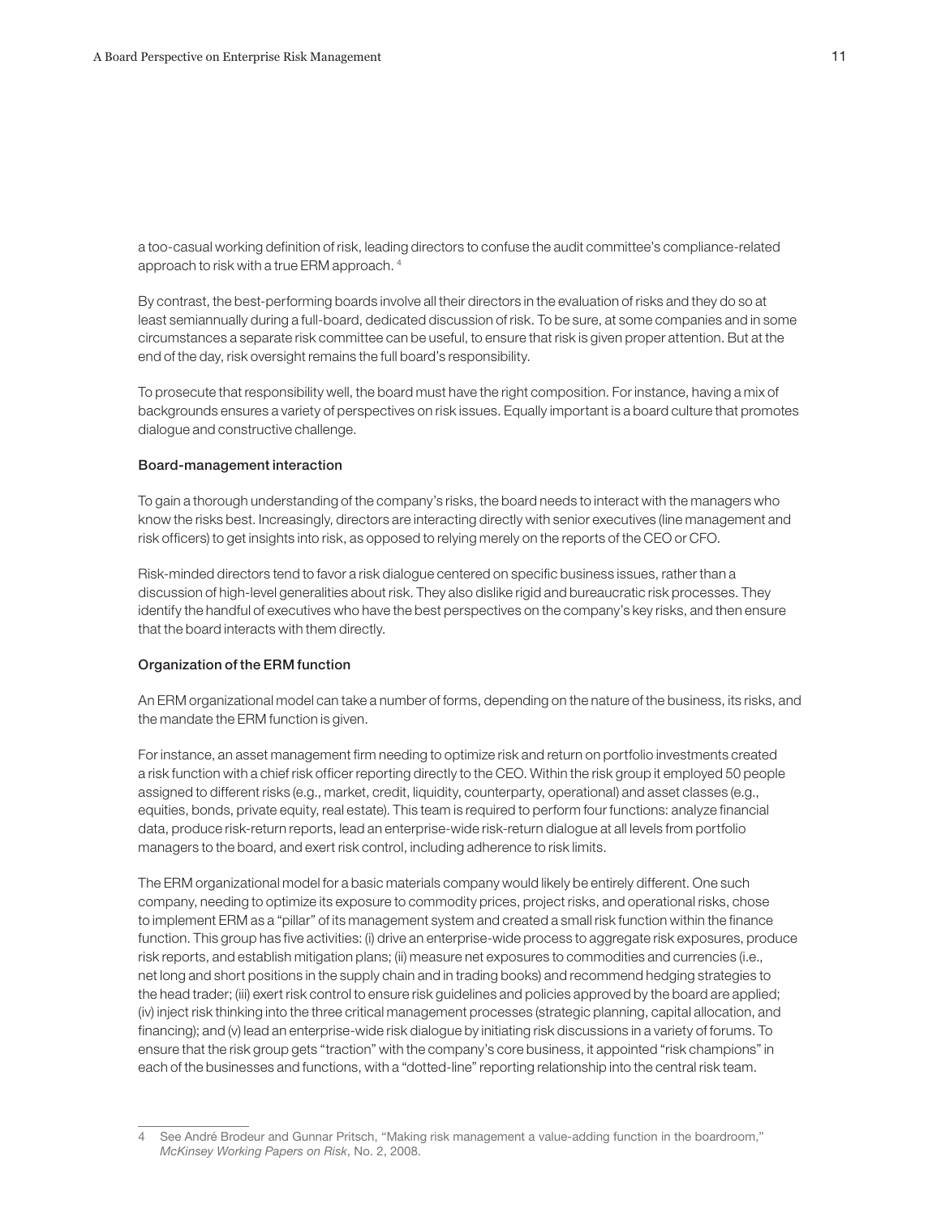a too-casual working definition of risk, leading directors to confuse the audit committee's compliance-related approach to risk with a true ERM approach. [4]

By contrast, the best-performing boards involve all their directors in the evaluation of risks and they do so at least semiannually during a full-board, dedicated discussion of risk. To be sure, at some companies and in some circumstances a separate risk committee can be useful, to ensure that risk is given proper attention. But at the end of the day, risk oversight remains the full board's responsibility.

To prosecute that responsibility well, the board must have the right composition. For instance, having a mix of backgrounds ensures a variety of perspectives on risk issues. Equally important is a board culture that promotes dialogue and constructive challenge.

#### Board-management interaction

To gain a thorough understanding of the company's risks, the board needs to interact with the managers who know the risks best. Increasingly, directors are interacting directly with senior executives (line management and risk officers) to get insights into risk, as opposed to relying merely on the reports of the CEO or CFO.

Risk-minded directors tend to favor a risk dialogue centered on specific business issues, rather than a discussion of high-level generalities about risk. They also dislike rigid and bureaucratic risk processes. They identify the handful of executives who have the best perspectives on the company's key risks, and then ensure that the board interacts with them directly.

#### Organization of the ERM function

An ERM organizational model can take a number of forms, depending on the nature of the business, its risks, and the mandate the ERM function is given.

For instance, an asset management firm needing to optimize risk and return on portfolio investments created a risk function with a chief risk officer reporting directly to the CEO. Within the risk group it employed 50 people assigned to different risks (e.g., market, credit, liquidity, counterparty, operational) and asset classes (e.g., equities, bonds, private equity, real estate). This team is required to perform four functions: analyze financial data, produce risk-return reports, lead an enterprise-wide risk-return dialogue at all levels from portfolio managers to the board, and exert risk control, including adherence to risk limits.

The ERM organizational model for a basic materials company would likely be entirely different. One such company, needing to optimize its exposure to commodity prices, project risks, and operational risks, chose to implement ERM as a "pillar" of its management system and created a small risk function within the finance function. This group has five activities: (i) drive an enterprise-wide process to aggregate risk exposures, produce risk reports, and establish mitigation plans; (ii) measure net exposures to commodities and currencies (i.e., net long and short positions in the supply chain and in trading books) and recommend hedging strategies to the head trader; (iii) exert risk control to ensure risk guidelines and policies approved by the board are applied; (iv) inject risk thinking into the three critical management processes (strategic planning, capital allocation, and financing); and (v) lead an enterprise-wide risk dialogue by initiating risk discussions in a variety of forums. To ensure that the risk group gets "traction" with the company's core business, it appointed "risk champions" in each of the businesses and functions, with a "dotted-line" reporting relationship into the central risk team.

---

4 See André Brodeur and Gunnar Pritsch, "Making risk management a value-adding function in the boardroom," *McKinsey Working Papers on Risk*, No. 2, 2008.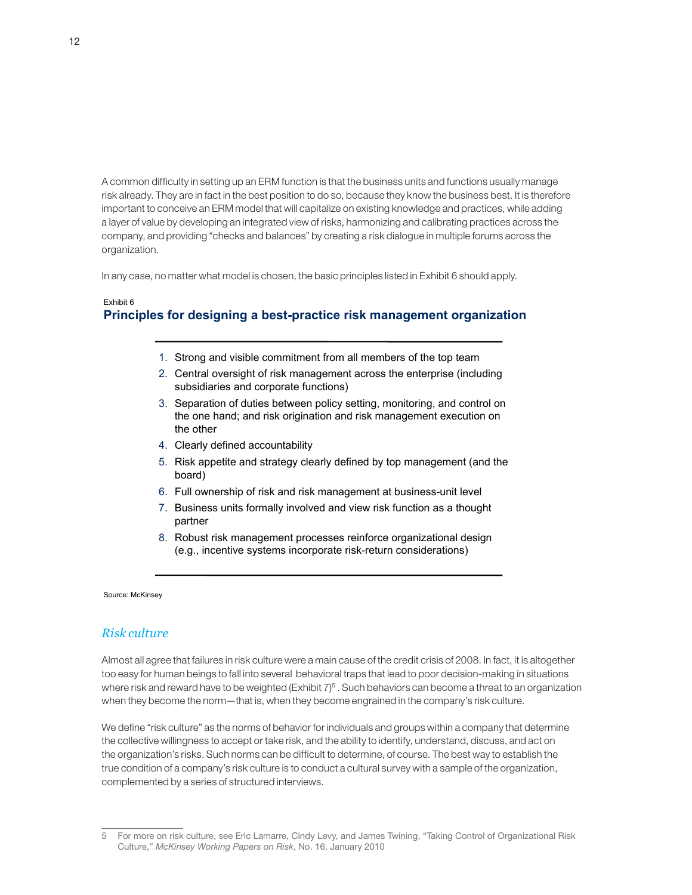A common difficulty in setting up an ERM function is that the business units and functions usually manage risk already. They are in fact in the best position to do so, because they know the business best. It is therefore important to conceive an ERM model that will capitalize on existing knowledge and practices, while adding a layer of value by developing an integrated view of risks, harmonizing and calibrating practices across the company, and providing "checks and balances" by creating a risk dialogue in multiple forums across the organization.

In any case, no matter what model is chosen, the basic principles listed in Exhibit 6 should apply.

Exhibit 6

**Principles for designing a best-practice risk management organization**

1. Strong and visible commitment from all members of the top team
2. Central oversight of risk management across the enterprise (including subsidiaries and corporate functions)
3. Separation of duties between policy setting, monitoring, and control on the one hand; and risk origination and risk management execution on the other
4. Clearly defined accountability
5. Risk appetite and strategy clearly defined by top management (and the board)
6. Full ownership of risk and risk management at business-unit level
7. Business units formally involved and view risk function as a thought partner
8. Robust risk management processes reinforce organizational design (e.g., incentive systems incorporate risk-return considerations)

Source: McKinsey

## *Risk culture*

Almost all agree that failures in risk culture were a main cause of the credit crisis of 2008. In fact, it is altogether too easy for human beings to fall into several behavioral traps that lead to poor decision-making in situations where risk and reward have to be weighted (Exhibit 7)[5]. Such behaviors can become a threat to an organization when they become the norm—that is, when they become engrained in the company's risk culture.

We define "risk culture" as the norms of behavior for individuals and groups within a company that determine the collective willingness to accept or take risk, and the ability to identify, understand, discuss, and act on the organization's risks. Such norms can be difficult to determine, of course. The best way to establish the true condition of a company's risk culture is to conduct a cultural survey with a sample of the organization, complemented by a series of structured interviews.

---

5 For more on risk culture, see Eric Lamarre, Cindy Levy, and James Twining, "Taking Control of Organizational Risk Culture," *McKinsey Working Papers on Risk*, No. 16, January 2010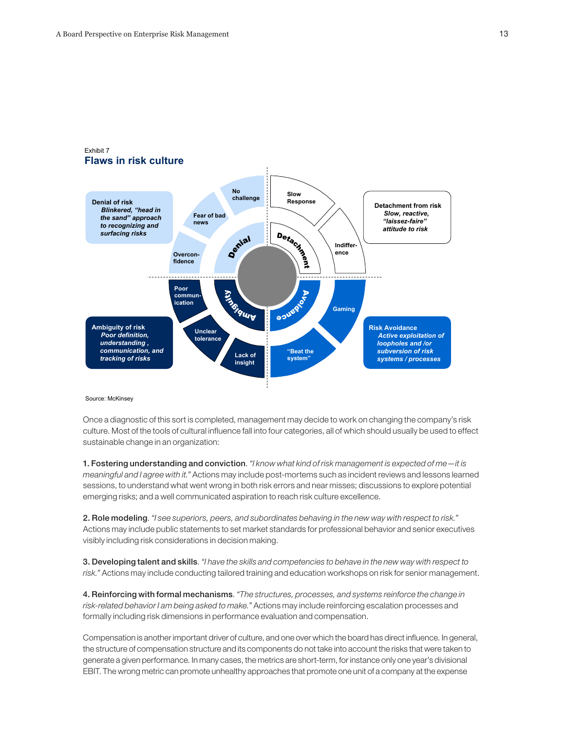Exhibit 7

**Flaws in risk culture**

**Denial of risk**
*Blinkered, "head in the sand" approach to recognizing and surfacing risks*

- No challenge
- Fear of bad news
- Overconfidence

**Detachment from risk**
*Slow, reactive, "laissez-faire" attitude to risk*

- Slow Response
- Indifference

**Ambiguity of risk**
*Poor definition, understanding, communication, and tracking of risks*

- Poor communication
- Unclear tolerance
- Lack of insight

**Risk Avoidance**
*Active exploitation of loopholes and /or subversion of risk systems / processes*

- Gaming
- "Beat the system"

Source: McKinsey

Once a diagnostic of this sort is completed, management may decide to work on changing the company's risk culture. Most of the tools of cultural influence fall into four categories, all of which should usually be used to effect sustainable change in an organization:

1. Fostering understanding and conviction. *"I know what kind of risk management is expected of me—it is meaningful and I agree with it."* Actions may include post-mortems such as incident reviews and lessons learned sessions, to understand what went wrong in both risk errors and near misses; discussions to explore potential emerging risks; and a well communicated aspiration to reach risk culture excellence.

2. Role modeling. *"I see superiors, peers, and subordinates behaving in the new way with respect to risk."* Actions may include public statements to set market standards for professional behavior and senior executives visibly including risk considerations in decision making.

3. Developing talent and skills. *"I have the skills and competencies to behave in the new way with respect to risk."* Actions may include conducting tailored training and education workshops on risk for senior management.

4. Reinforcing with formal mechanisms. *"The structures, processes, and systems reinforce the change in risk-related behavior I am being asked to make."* Actions may include reinforcing escalation processes and formally including risk dimensions in performance evaluation and compensation.

Compensation is another important driver of culture, and one over which the board has direct influence. In general, the structure of compensation structure and its components do not take into account the risks that were taken to generate a given performance. In many cases, the metrics are short-term, for instance only one year's divisional EBIT. The wrong metric can promote unhealthy approaches that promote one unit of a company at the expense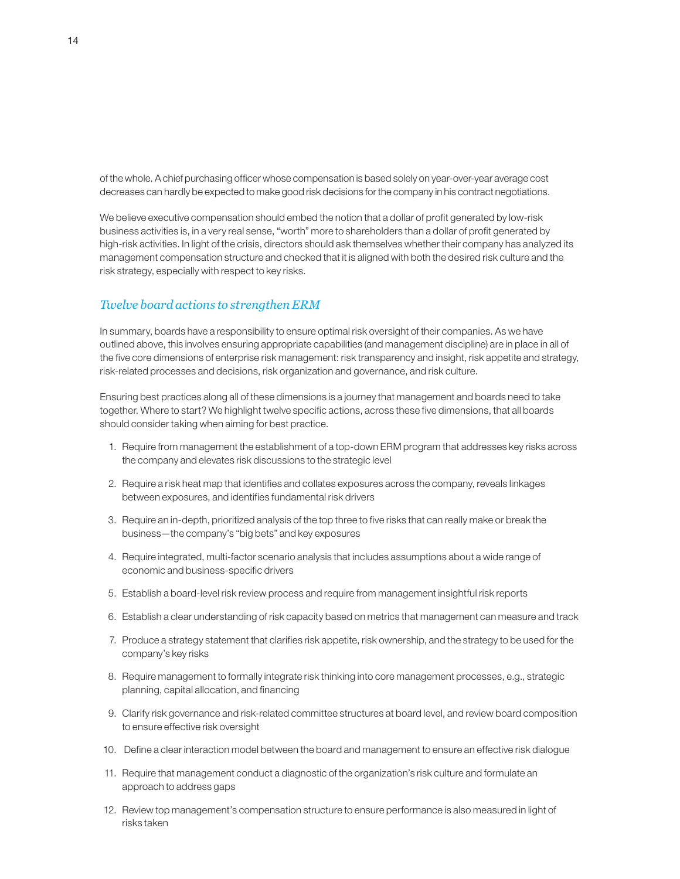of the whole. A chief purchasing officer whose compensation is based solely on year-over-year average cost decreases can hardly be expected to make good risk decisions for the company in his contract negotiations.

We believe executive compensation should embed the notion that a dollar of profit generated by low-risk business activities is, in a very real sense, "worth" more to shareholders than a dollar of profit generated by high-risk activities. In light of the crisis, directors should ask themselves whether their company has analyzed its management compensation structure and checked that it is aligned with both the desired risk culture and the risk strategy, especially with respect to key risks.

## *Twelve board actions to strengthen ERM*

In summary, boards have a responsibility to ensure optimal risk oversight of their companies. As we have outlined above, this involves ensuring appropriate capabilities (and management discipline) are in place in all of the five core dimensions of enterprise risk management: risk transparency and insight, risk appetite and strategy, risk-related processes and decisions, risk organization and governance, and risk culture.

Ensuring best practices along all of these dimensions is a journey that management and boards need to take together. Where to start? We highlight twelve specific actions, across these five dimensions, that all boards should consider taking when aiming for best practice.

1. Require from management the establishment of a top-down ERM program that addresses key risks across the company and elevates risk discussions to the strategic level
2. Require a risk heat map that identifies and collates exposures across the company, reveals linkages between exposures, and identifies fundamental risk drivers
3. Require an in-depth, prioritized analysis of the top three to five risks that can really make or break the business—the company's "big bets" and key exposures
4. Require integrated, multi-factor scenario analysis that includes assumptions about a wide range of economic and business-specific drivers
5. Establish a board-level risk review process and require from management insightful risk reports
6. Establish a clear understanding of risk capacity based on metrics that management can measure and track
7. Produce a strategy statement that clarifies risk appetite, risk ownership, and the strategy to be used for the company's key risks
8. Require management to formally integrate risk thinking into core management processes, e.g., strategic planning, capital allocation, and financing
9. Clarify risk governance and risk-related committee structures at board level, and review board composition to ensure effective risk oversight
10. Define a clear interaction model between the board and management to ensure an effective risk dialogue
11. Require that management conduct a diagnostic of the organization's risk culture and formulate an approach to address gaps
12. Review top management's compensation structure to ensure performance is also measured in light of risks taken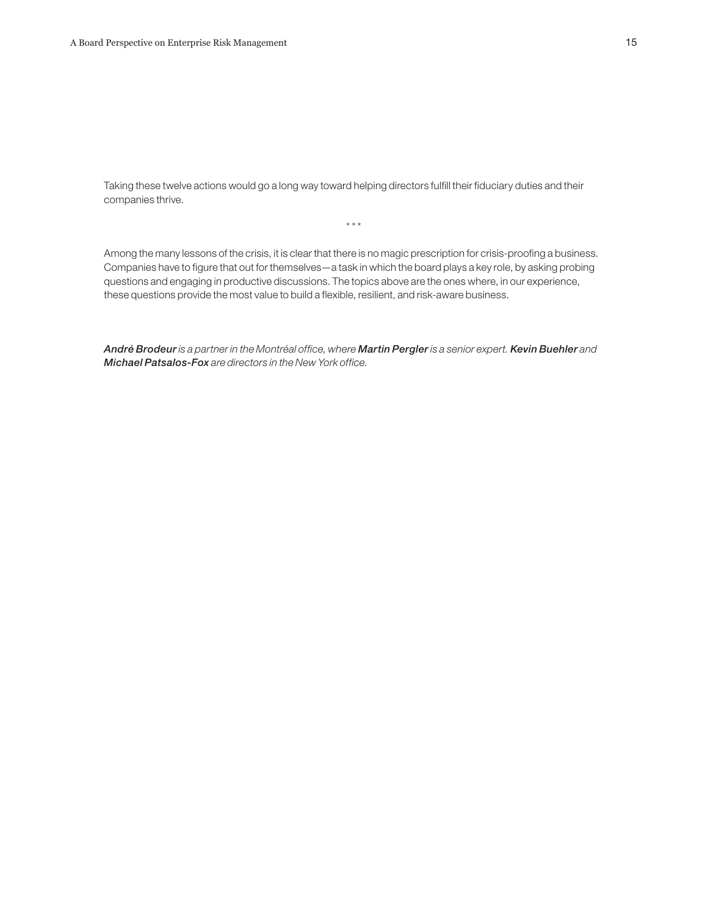Taking these twelve actions would go a long way toward helping directors fulfill their fiduciary duties and their companies thrive.

\* \* \*

Among the many lessons of the crisis, it is clear that there is no magic prescription for crisis-proofing a business. Companies have to figure that out for themselves—a task in which the board plays a key role, by asking probing questions and engaging in productive discussions. The topics above are the ones where, in our experience, these questions provide the most value to build a flexible, resilient, and risk-aware business.

***André Brodeur*** *is a partner in the Montréal office, where* ***Martin Pergler*** *is a senior expert.* ***Kevin Buehler*** *and* ***Michael Patsalos-Fox*** *are directors in the New York office.*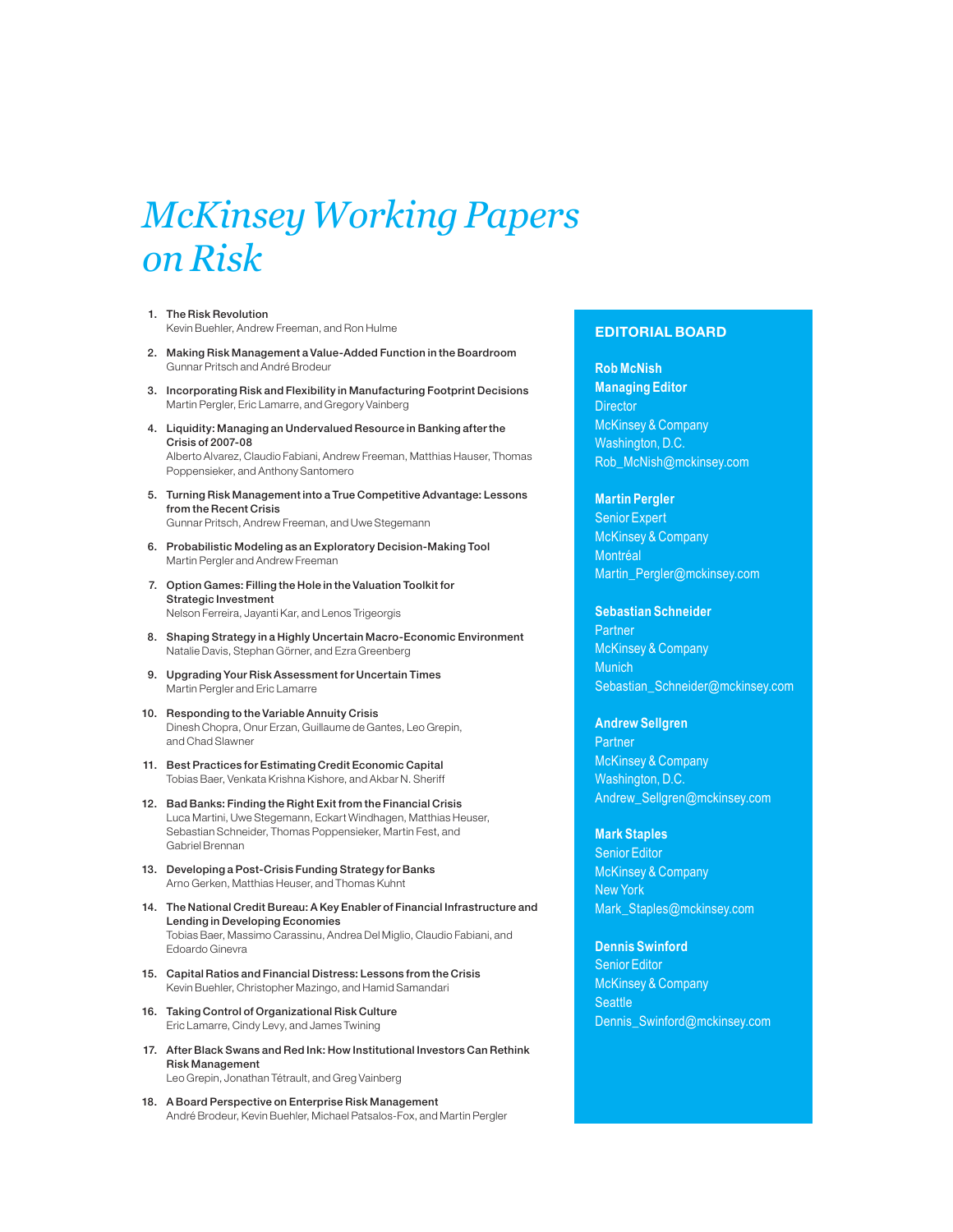# *McKinsey Working Papers on Risk*

1. **The Risk Revolution**
   Kevin Buehler, Andrew Freeman, and Ron Hulme

2. **Making Risk Management a Value-Added Function in the Boardroom**
   Gunnar Pritsch and André Brodeur

3. **Incorporating Risk and Flexibility in Manufacturing Footprint Decisions**
   Martin Pergler, Eric Lamarre, and Gregory Vainberg

4. **Liquidity: Managing an Undervalued Resource in Banking after the Crisis of 2007-08**
   Alberto Alvarez, Claudio Fabiani, Andrew Freeman, Matthias Hauser, Thomas Poppensieker, and Anthony Santomero

5. **Turning Risk Management into a True Competitive Advantage: Lessons from the Recent Crisis**
   Gunnar Pritsch, Andrew Freeman, and Uwe Stegemann

6. **Probabilistic Modeling as an Exploratory Decision-Making Tool**
   Martin Pergler and Andrew Freeman

7. **Option Games: Filling the Hole in the Valuation Toolkit for Strategic Investment**
   Nelson Ferreira, Jayanti Kar, and Lenos Trigeorgis

8. **Shaping Strategy in a Highly Uncertain Macro-Economic Environment**
   Natalie Davis, Stephan Görner, and Ezra Greenberg

9. **Upgrading Your Risk Assessment for Uncertain Times**
   Martin Pergler and Eric Lamarre

10. **Responding to the Variable Annuity Crisis**
    Dinesh Chopra, Onur Erzan, Guillaume de Gantes, Leo Grepin, and Chad Slawner

11. **Best Practices for Estimating Credit Economic Capital**
    Tobias Baer, Venkata Krishna Kishore, and Akbar N. Sheriff

12. **Bad Banks: Finding the Right Exit from the Financial Crisis**
    Luca Martini, Uwe Stegemann, Eckart Windhagen, Matthias Heuser, Sebastian Schneider, Thomas Poppensieker, Martin Fest, and Gabriel Brennan

13. **Developing a Post-Crisis Funding Strategy for Banks**
    Arno Gerken, Matthias Heuser, and Thomas Kuhnt

14. **The National Credit Bureau: A Key Enabler of Financial Infrastructure and Lending in Developing Economies**
    Tobias Baer, Massimo Carassinu, Andrea Del Miglio, Claudio Fabiani, and Edoardo Ginevra

15. **Capital Ratios and Financial Distress: Lessons from the Crisis**
    Kevin Buehler, Christopher Mazingo, and Hamid Samandari

16. **Taking Control of Organizational Risk Culture**
    Eric Lamarre, Cindy Levy, and James Twining

17. **After Black Swans and Red Ink: How Institutional Investors Can Rethink Risk Management**
    Leo Grepin, Jonathan Tétrault, and Greg Vainberg

18. **A Board Perspective on Enterprise Risk Management**
    André Brodeur, Kevin Buehler, Michael Patsalos-Fox, and Martin Pergler

## EDITORIAL BOARD

**Rob McNish**
**Managing Editor**
Director
McKinsey & Company
Washington, D.C.
Rob_McNish@mckinsey.com

**Martin Pergler**
Senior Expert
McKinsey & Company
Montréal
Martin_Pergler@mckinsey.com

**Sebastian Schneider**
Partner
McKinsey & Company
Munich
Sebastian_Schneider@mckinsey.com

**Andrew Sellgren**
Partner
McKinsey & Company
Washington, D.C.
Andrew_Sellgren@mckinsey.com

**Mark Staples**
Senior Editor
McKinsey & Company
New York
Mark_Staples@mckinsey.com

**Dennis Swinford**
Senior Editor
McKinsey & Company
Seattle
Dennis_Swinford@mckinsey.com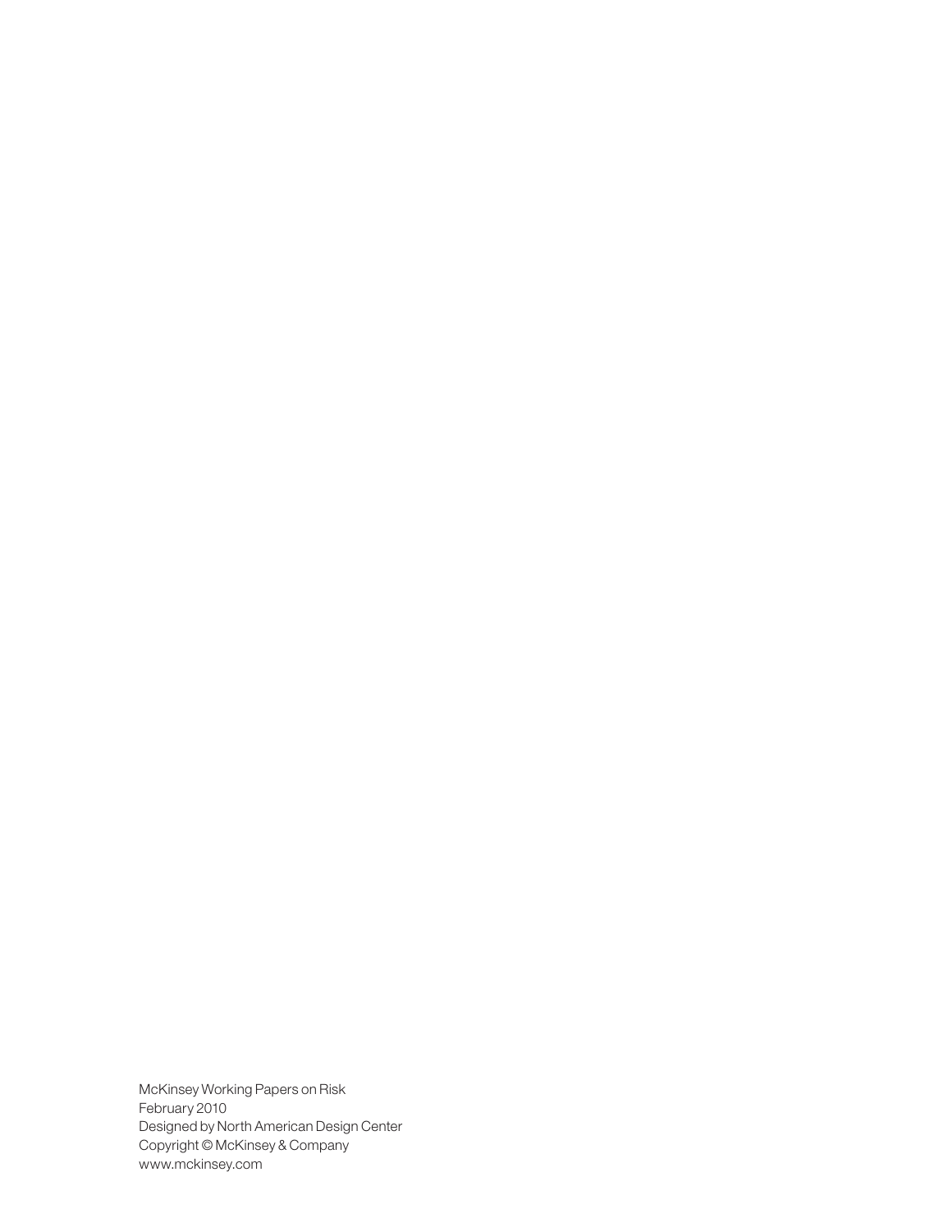McKinsey Working Papers on Risk
February 2010
Designed by North American Design Center
Copyright © McKinsey & Company
www.mckinsey.com